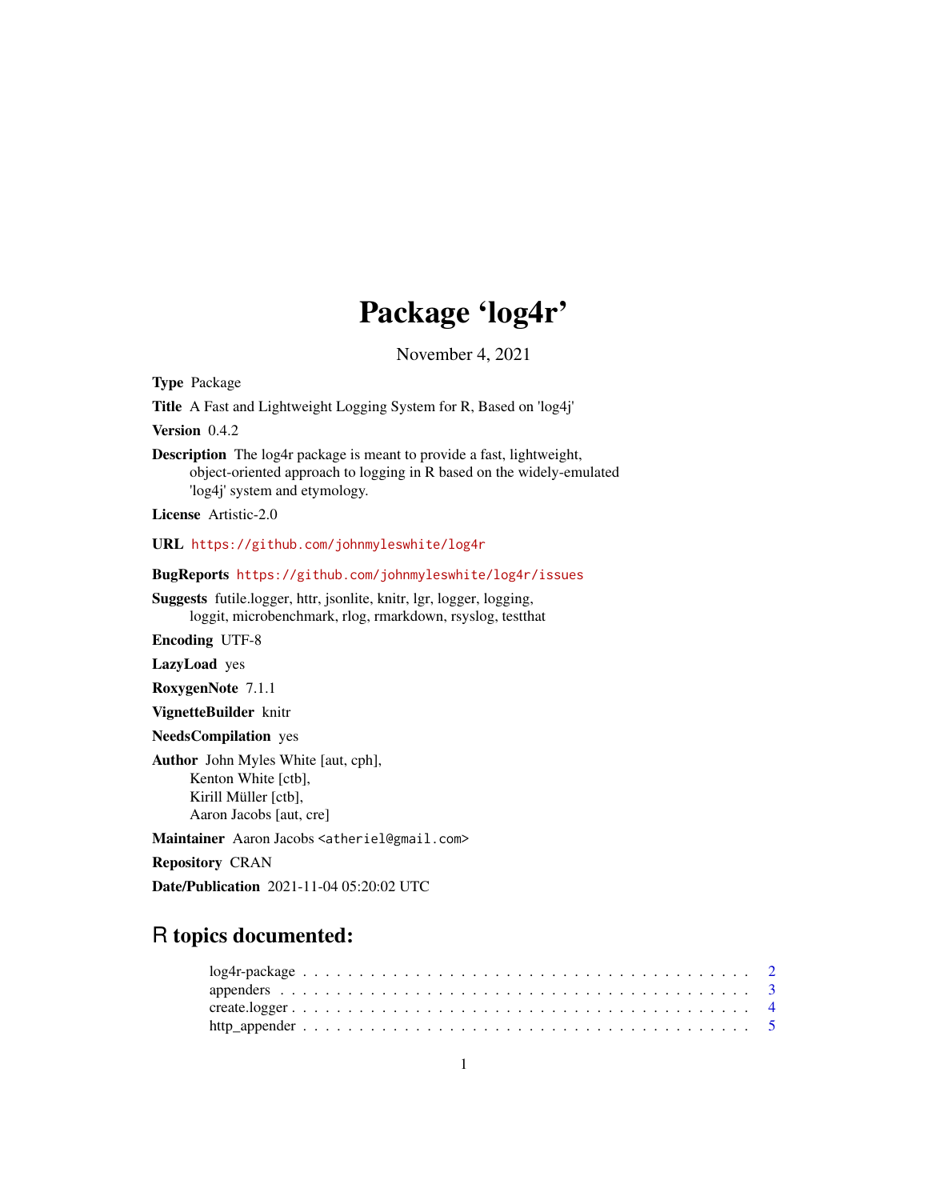# Package 'log4r'

November 4, 2021

**Type** Package

**Title** A Fast and Lightweight Logging System for R, Based on 'log4j'

**Version** 0.4.2

**Description** The log4r package is meant to provide a fast, lightweight, object-oriented approach to logging in R based on the widely-emulated 'log4j' system and etymology.

**License** Artistic-2.0

**URL** https://github.com/johnmyleswhite/log4r

**BugReports** https://github.com/johnmyleswhite/log4r/issues

**Suggests** futile.logger, httr, jsonlite, knitr, lgr, logger, logging, loggit, microbenchmark, rlog, rmarkdown, rsyslog, testthat

**Encoding** UTF-8

**LazyLoad** yes

**RoxygenNote** 7.1.1

**VignetteBuilder** knitr

**NeedsCompilation** yes

**Author** John Myles White [aut, cph], Kenton White [ctb], Kirill Müller [ctb], Aaron Jacobs [aut, cre]

**Maintainer** Aaron Jacobs <atheriel@gmail.com>

**Repository** CRAN

**Date/Publication** 2021-11-04 05:20:02 UTC

## R topics documented:

log4r-package . . . . . . . . . . . . . . . . . . . . . . . . . . . . . . . . . . . . . . . 2
appenders . . . . . . . . . . . . . . . . . . . . . . . . . . . . . . . . . . . . . . . . . 3
create.logger . . . . . . . . . . . . . . . . . . . . . . . . . . . . . . . . . . . . . . . . 4
http_appender . . . . . . . . . . . . . . . . . . . . . . . . . . . . . . . . . . . . . . . 5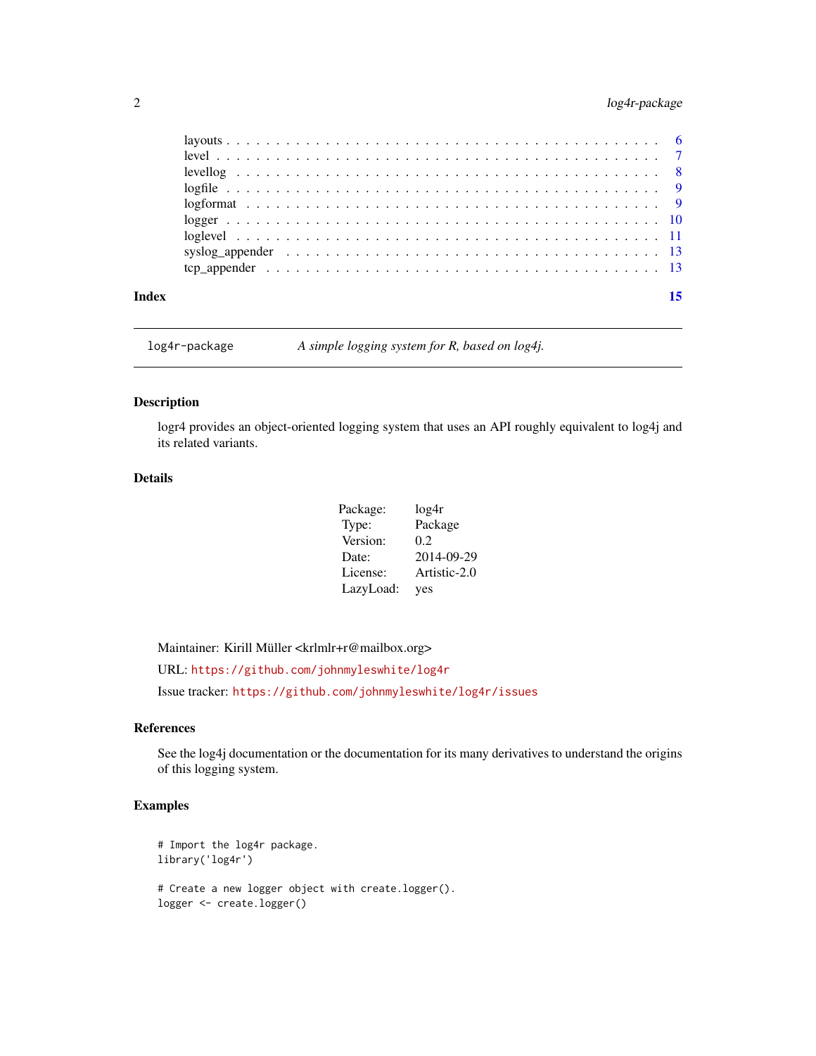layouts . . . . . . . . . . . . . . . . . . . . . . . . . . . . . . . . . . . . . . . . 6
level . . . . . . . . . . . . . . . . . . . . . . . . . . . . . . . . . . . . . . . . . 7
levellog . . . . . . . . . . . . . . . . . . . . . . . . . . . . . . . . . . . . . . . . 8
logfile . . . . . . . . . . . . . . . . . . . . . . . . . . . . . . . . . . . . . . . . 9
logformat . . . . . . . . . . . . . . . . . . . . . . . . . . . . . . . . . . . . . . . 9
logger . . . . . . . . . . . . . . . . . . . . . . . . . . . . . . . . . . . . . . . . 10
loglevel . . . . . . . . . . . . . . . . . . . . . . . . . . . . . . . . . . . . . . . . 11
syslog_appender . . . . . . . . . . . . . . . . . . . . . . . . . . . . . . . . . . . 13
tcp_appender . . . . . . . . . . . . . . . . . . . . . . . . . . . . . . . . . . . . 13

**Index** **15**

---

`log4r-package` *A simple logging system for R, based on log4j.*

---

## Description

logr4 provides an object-oriented logging system that uses an API roughly equivalent to log4j and its related variants.

## Details

| | |
|---|---|
| Package: | log4r |
| Type: | Package |
| Version: | 0.2 |
| Date: | 2014-09-29 |
| License: | Artistic-2.0 |
| LazyLoad: | yes |

Maintainer: Kirill Müller <krlmlr+r@mailbox.org>

URL: https://github.com/johnmyleswhite/log4r

Issue tracker: https://github.com/johnmyleswhite/log4r/issues

## References

See the log4j documentation or the documentation for its many derivatives to understand the origins of this logging system.

## Examples

```
# Import the log4r package.
library('log4r')

# Create a new logger object with create.logger().
logger <- create.logger()
```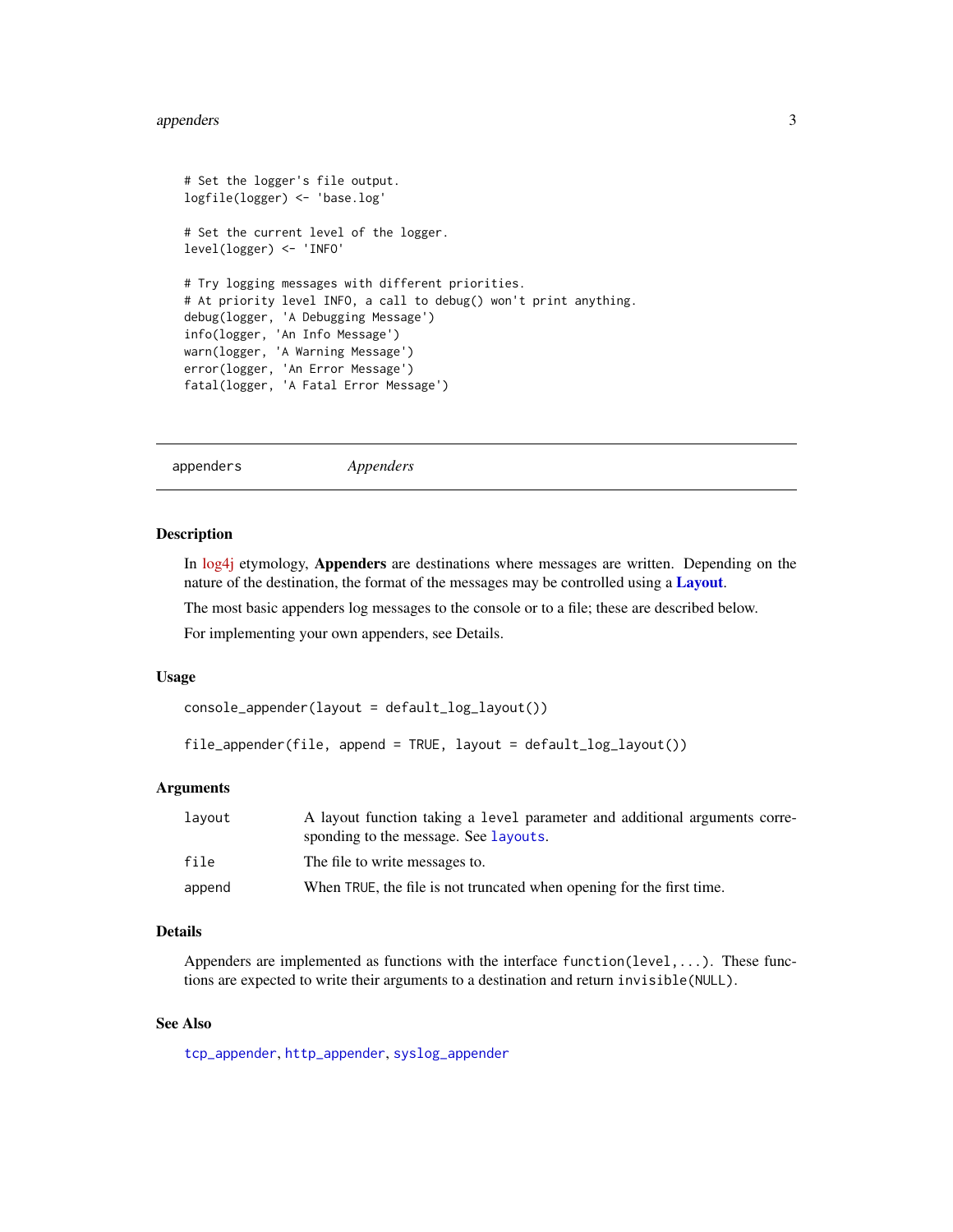```
# Set the logger's file output.
logfile(logger) <- 'base.log'

# Set the current level of the logger.
level(logger) <- 'INFO'

# Try logging messages with different priorities.
# At priority level INFO, a call to debug() won't print anything.
debug(logger, 'A Debugging Message')
info(logger, 'An Info Message')
warn(logger, 'A Warning Message')
error(logger, 'An Error Message')
fatal(logger, 'A Fatal Error Message')
```

---

## appenders *Appenders*

---

### Description

In log4j etymology, **Appenders** are destinations where messages are written. Depending on the nature of the destination, the format of the messages may be controlled using a **Layout**.

The most basic appenders log messages to the console or to a file; these are described below.

For implementing your own appenders, see Details.

### Usage

```
console_appender(layout = default_log_layout())

file_appender(file, append = TRUE, layout = default_log_layout())
```

### Arguments

| | |
|---|---|
| `layout` | A layout function taking a `level` parameter and additional arguments corresponding to the message. See `layouts`. |
| `file` | The file to write messages to. |
| `append` | When `TRUE`, the file is not truncated when opening for the first time. |

### Details

Appenders are implemented as functions with the interface `function(level,...)`. These functions are expected to write their arguments to a destination and return `invisible(NULL)`.

### See Also

`tcp_appender`, `http_appender`, `syslog_appender`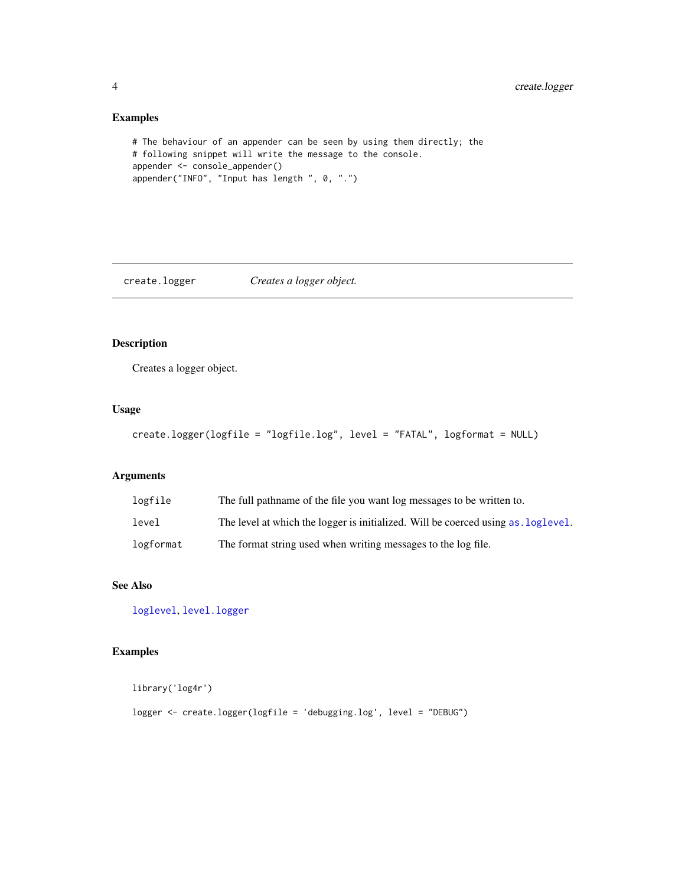## Examples

```
# The behaviour of an appender can be seen by using them directly; the
# following snippet will write the message to the console.
appender <- console_appender()
appender("INFO", "Input has length ", 0, ".")
```

---

## create.logger    *Creates a logger object.*

---

### Description

Creates a logger object.

### Usage

```
create.logger(logfile = "logfile.log", level = "FATAL", logformat = NULL)
```

### Arguments

| | |
|---|---|
| `logfile` | The full pathname of the file you want log messages to be written to. |
| `level` | The level at which the logger is initialized. Will be coerced using `as.loglevel`. |
| `logformat` | The format string used when writing messages to the log file. |

### See Also

`loglevel`, `level.logger`

### Examples

```
library('log4r')

logger <- create.logger(logfile = 'debugging.log', level = "DEBUG")
```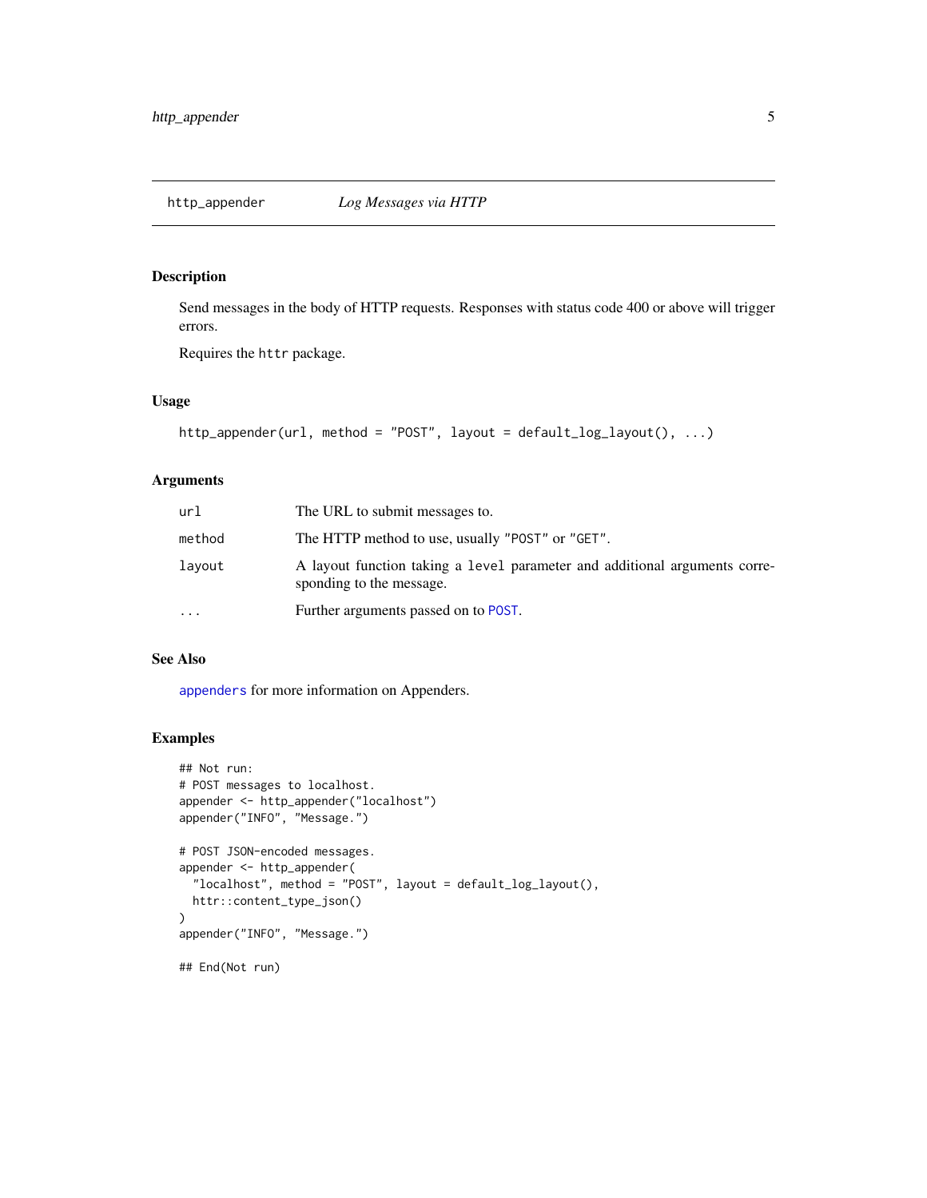# `http_appender` *Log Messages via HTTP*

## Description

Send messages in the body of HTTP requests. Responses with status code 400 or above will trigger errors.

Requires the `httr` package.

## Usage

```
http_appender(url, method = "POST", layout = default_log_layout(), ...)
```

## Arguments

| | |
|---|---|
| `url` | The URL to submit messages to. |
| `method` | The HTTP method to use, usually `"POST"` or `"GET"`. |
| `layout` | A layout function taking a `level` parameter and additional arguments corresponding to the message. |
| `...` | Further arguments passed on to `POST`. |

## See Also

`appenders` for more information on Appenders.

## Examples

```
## Not run:
# POST messages to localhost.
appender <- http_appender("localhost")
appender("INFO", "Message.")

# POST JSON-encoded messages.
appender <- http_appender(
  "localhost", method = "POST", layout = default_log_layout(),
  httr::content_type_json()
)
appender("INFO", "Message.")

## End(Not run)
```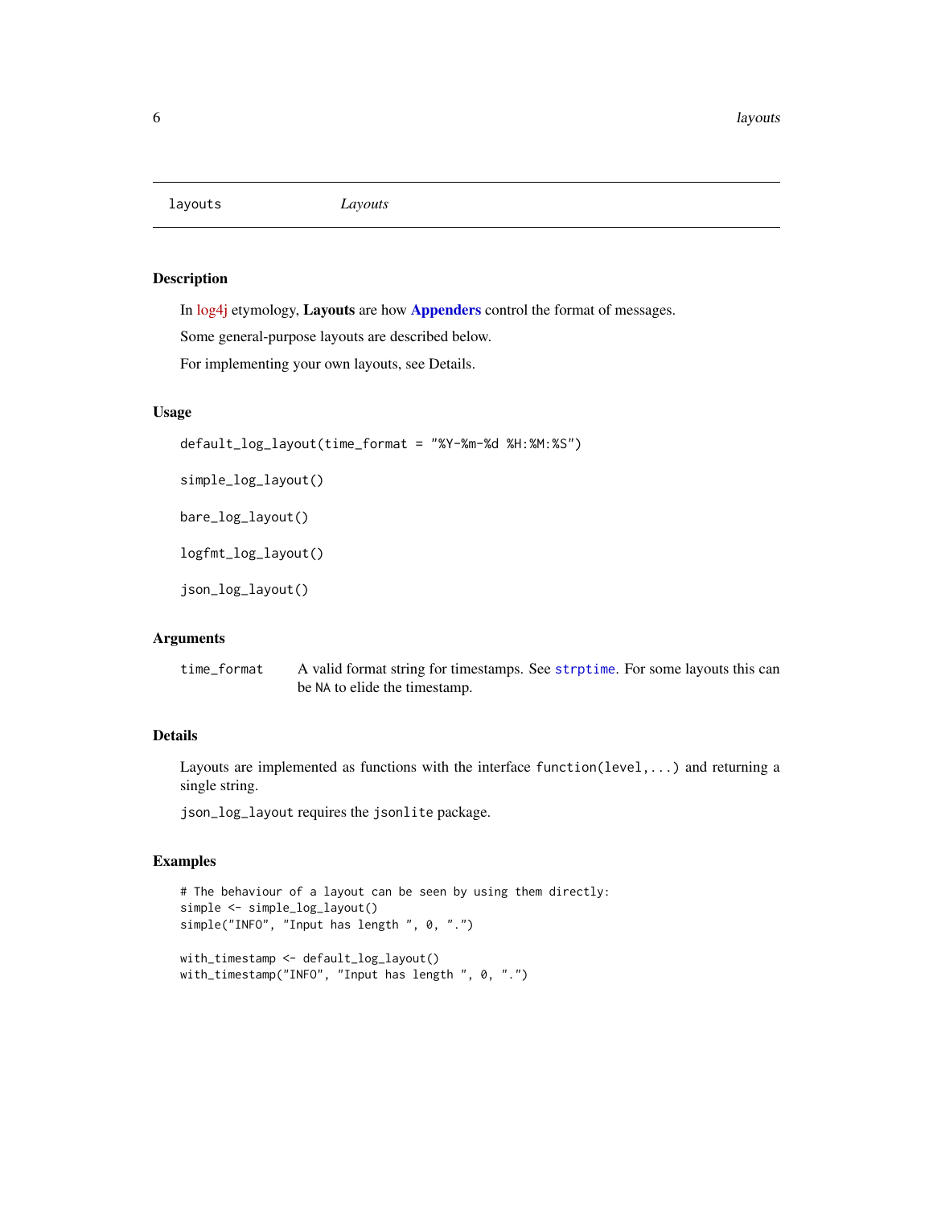# layouts — *Layouts*

## Description

In log4j etymology, **Layouts** are how **Appenders** control the format of messages.

Some general-purpose layouts are described below.

For implementing your own layouts, see Details.

## Usage

```
default_log_layout(time_format = "%Y-%m-%d %H:%M:%S")

simple_log_layout()

bare_log_layout()

logfmt_log_layout()

json_log_layout()
```

## Arguments

| | |
|---|---|
| `time_format` | A valid format string for timestamps. See `strptime`. For some layouts this can be `NA` to elide the timestamp. |

## Details

Layouts are implemented as functions with the interface `function(level,...)` and returning a single string.

`json_log_layout` requires the `jsonlite` package.

## Examples

```
# The behaviour of a layout can be seen by using them directly:
simple <- simple_log_layout()
simple("INFO", "Input has length ", 0, ".")

with_timestamp <- default_log_layout()
with_timestamp("INFO", "Input has length ", 0, ".")
```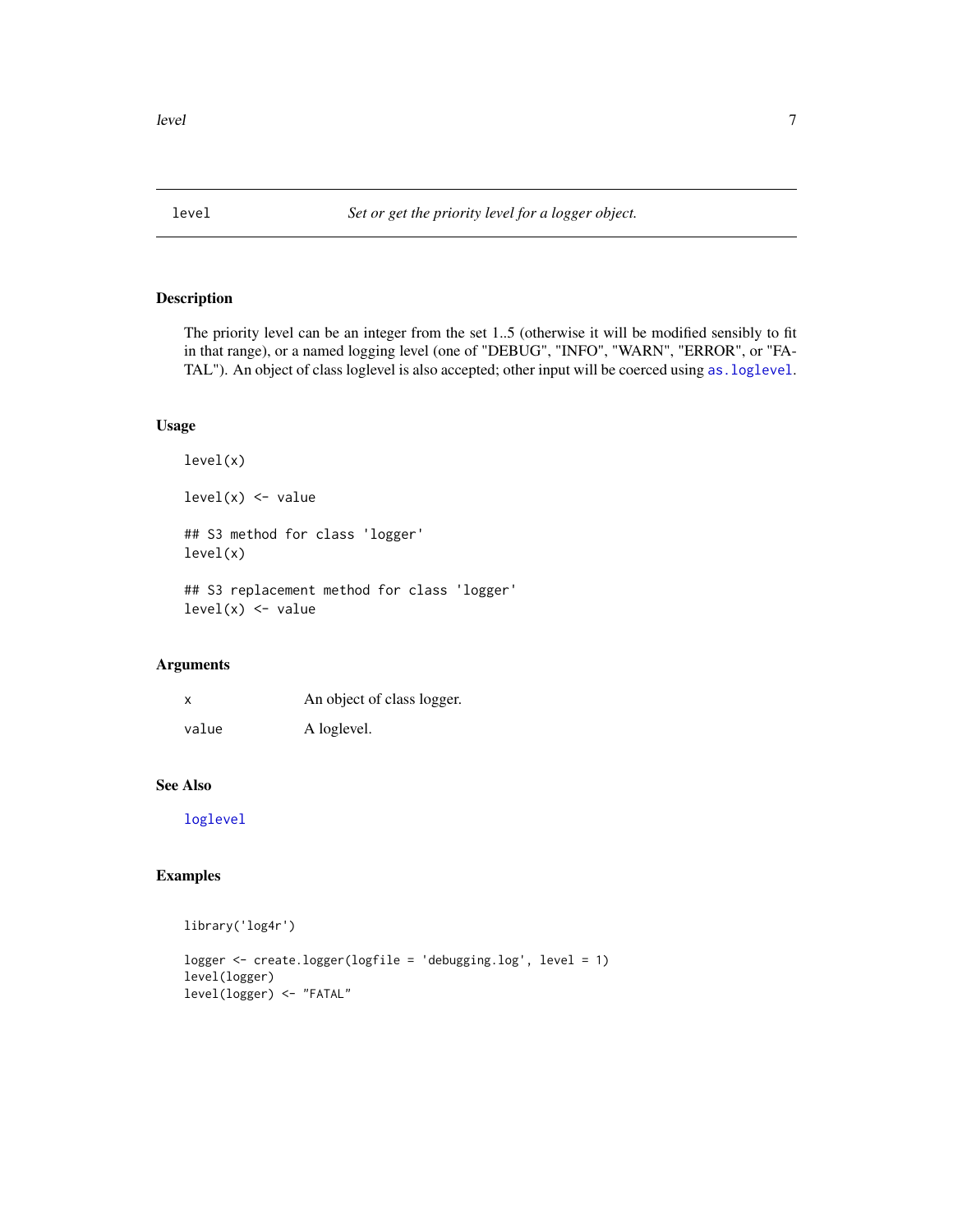# level — Set or get the priority level for a logger object.

## Description

The priority level can be an integer from the set 1..5 (otherwise it will be modified sensibly to fit in that range), or a named logging level (one of "DEBUG", "INFO", "WARN", "ERROR", or "FATAL"). An object of class loglevel is also accepted; other input will be coerced using `as.loglevel`.

## Usage

```
level(x)

level(x) <- value

## S3 method for class 'logger'
level(x)

## S3 replacement method for class 'logger'
level(x) <- value
```

## Arguments

| | |
|---|---|
| `x` | An object of class logger. |
| `value` | A loglevel. |

## See Also

`loglevel`

## Examples

```
library('log4r')

logger <- create.logger(logfile = 'debugging.log', level = 1)
level(logger)
level(logger) <- "FATAL"
```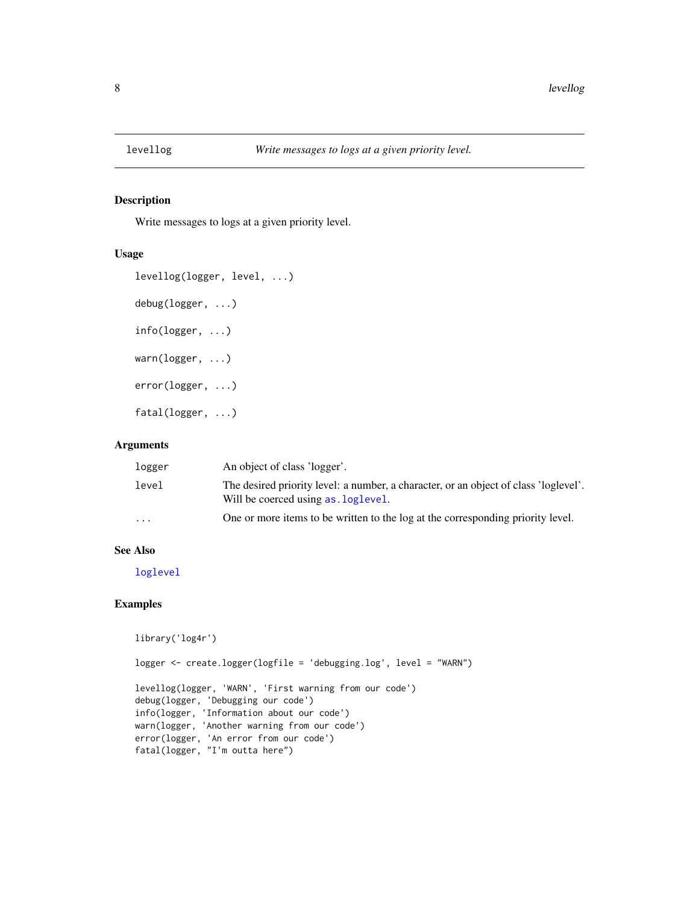# levellog — *Write messages to logs at a given priority level.*

## Description

Write messages to logs at a given priority level.

## Usage

```
levellog(logger, level, ...)

debug(logger, ...)

info(logger, ...)

warn(logger, ...)

error(logger, ...)

fatal(logger, ...)
```

## Arguments

| | |
|---|---|
| `logger` | An object of class 'logger'. |
| `level` | The desired priority level: a number, a character, or an object of class 'loglevel'. Will be coerced using `as.loglevel`. |
| `...` | One or more items to be written to the log at the corresponding priority level. |

## See Also

`loglevel`

## Examples

```
library('log4r')

logger <- create.logger(logfile = 'debugging.log', level = "WARN")

levellog(logger, 'WARN', 'First warning from our code')
debug(logger, 'Debugging our code')
info(logger, 'Information about our code')
warn(logger, 'Another warning from our code')
error(logger, 'An error from our code')
fatal(logger, "I'm outta here")
```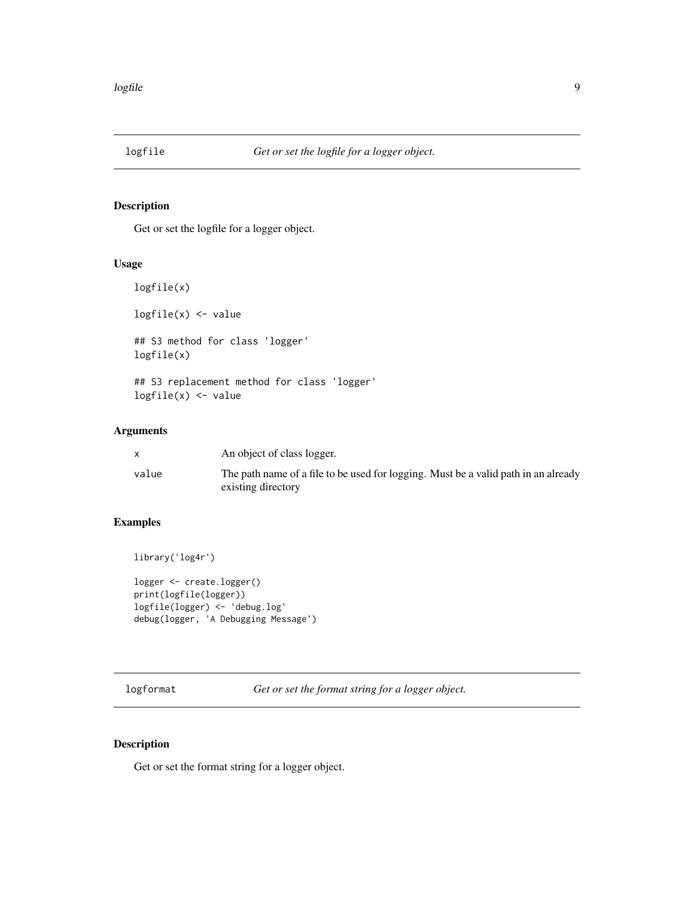## logfile — *Get or set the logfile for a logger object.*

### Description

Get or set the logfile for a logger object.

### Usage

```
logfile(x)

logfile(x) <- value

## S3 method for class 'logger'
logfile(x)

## S3 replacement method for class 'logger'
logfile(x) <- value
```

### Arguments

| | |
|---|---|
| `x` | An object of class logger. |
| `value` | The path name of a file to be used for logging. Must be a valid path in an already existing directory |

### Examples

```
library('log4r')

logger <- create.logger()
print(logfile(logger))
logfile(logger) <- 'debug.log'
debug(logger, 'A Debugging Message')
```

## logformat — *Get or set the format string for a logger object.*

### Description

Get or set the format string for a logger object.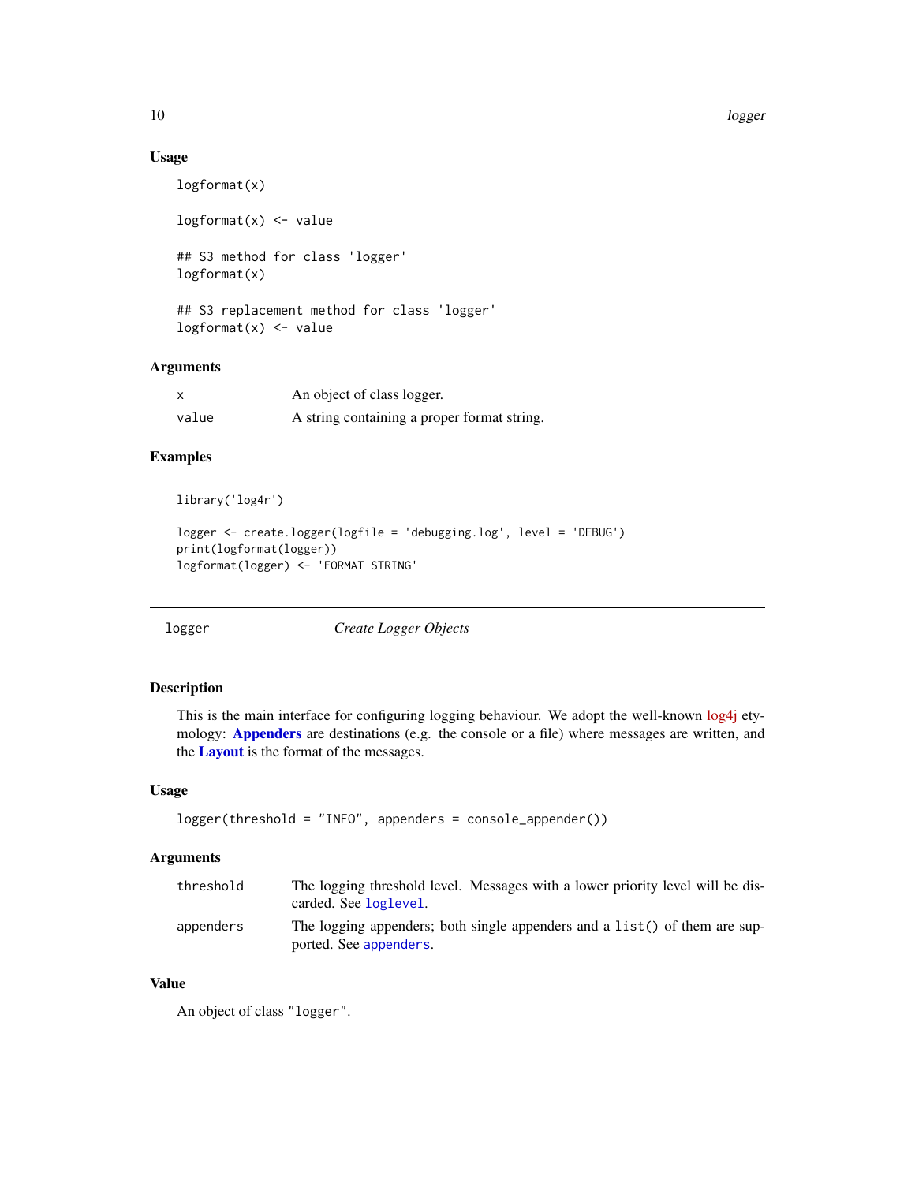### Usage

```
logformat(x)

logformat(x) <- value

## S3 method for class 'logger'
logformat(x)

## S3 replacement method for class 'logger'
logformat(x) <- value
```

### Arguments

| | |
|---|---|
| x | An object of class logger. |
| value | A string containing a proper format string. |

### Examples

```
library('log4r')

logger <- create.logger(logfile = 'debugging.log', level = 'DEBUG')
print(logformat(logger))
logformat(logger) <- 'FORMAT STRING'
```

---

## logger *Create Logger Objects*

---

### Description

This is the main interface for configuring logging behaviour. We adopt the well-known log4j etymology: **Appenders** are destinations (e.g. the console or a file) where messages are written, and the **Layout** is the format of the messages.

### Usage

```
logger(threshold = "INFO", appenders = console_appender())
```

### Arguments

| | |
|---|---|
| threshold | The logging threshold level. Messages with a lower priority level will be discarded. See `loglevel`. |
| appenders | The logging appenders; both single appenders and a `list()` of them are supported. See `appenders`. |

### Value

An object of class `"logger"`.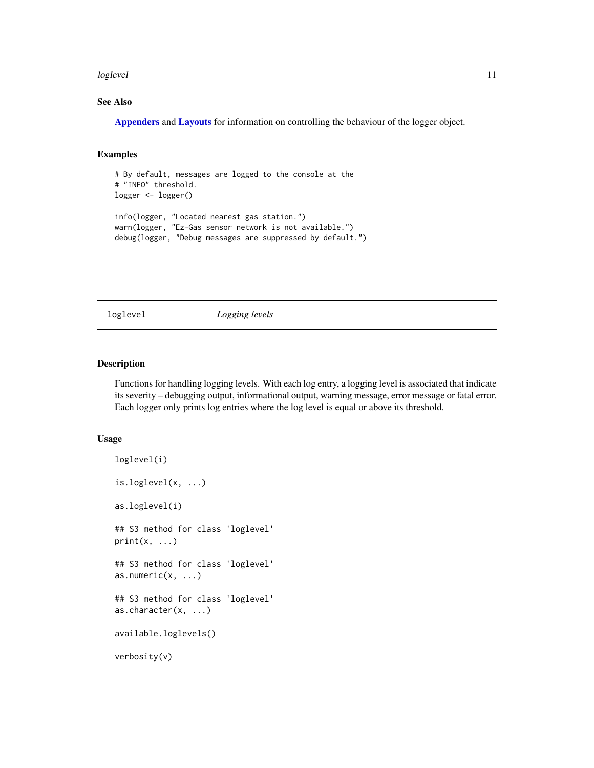### See Also

**Appenders** and **Layouts** for information on controlling the behaviour of the logger object.

### Examples

```
# By default, messages are logged to the console at the
# "INFO" threshold.
logger <- logger()

info(logger, "Located nearest gas station.")
warn(logger, "Ez-Gas sensor network is not available.")
debug(logger, "Debug messages are suppressed by default.")
```

---

## loglevel &emsp; *Logging levels*

---

### Description

Functions for handling logging levels. With each log entry, a logging level is associated that indicate its severity – debugging output, informational output, warning message, error message or fatal error. Each logger only prints log entries where the log level is equal or above its threshold.

### Usage

```
loglevel(i)

is.loglevel(x, ...)

as.loglevel(i)

## S3 method for class 'loglevel'
print(x, ...)

## S3 method for class 'loglevel'
as.numeric(x, ...)

## S3 method for class 'loglevel'
as.character(x, ...)

available.loglevels()

verbosity(v)
```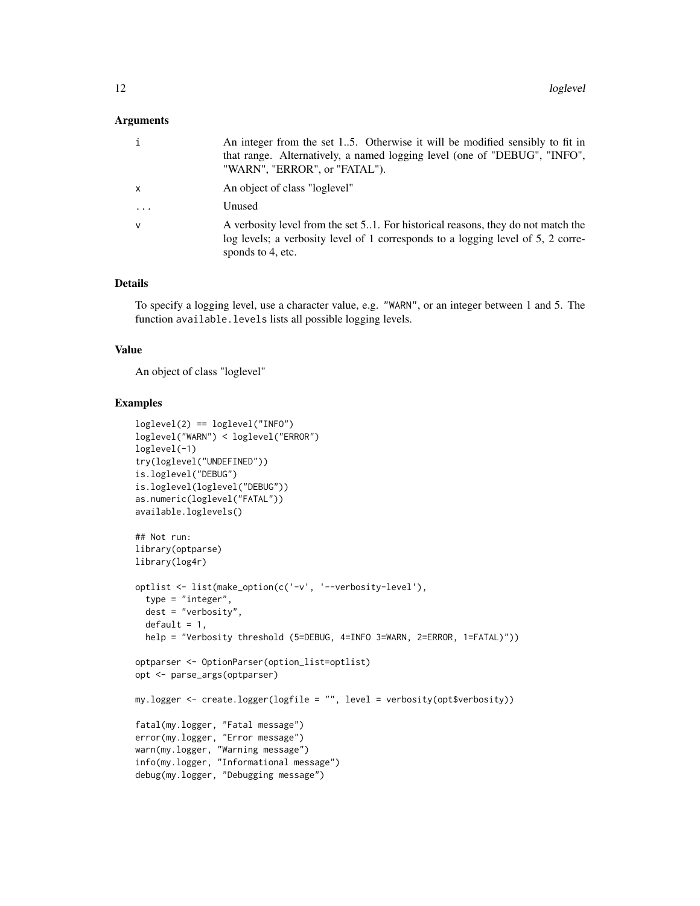## Arguments

| | |
|---|---|
| i | An integer from the set 1..5. Otherwise it will be modified sensibly to fit in that range. Alternatively, a named logging level (one of "DEBUG", "INFO", "WARN", "ERROR", or "FATAL"). |
| x | An object of class "loglevel" |
| ... | Unused |
| v | A verbosity level from the set 5..1. For historical reasons, they do not match the log levels; a verbosity level of 1 corresponds to a logging level of 5, 2 corresponds to 4, etc. |

## Details

To specify a logging level, use a character value, e.g. "WARN", or an integer between 1 and 5. The function `available.levels` lists all possible logging levels.

## Value

An object of class "loglevel"

## Examples

```
loglevel(2) == loglevel("INFO")
loglevel("WARN") < loglevel("ERROR")
loglevel(-1)
try(loglevel("UNDEFINED"))
is.loglevel("DEBUG")
is.loglevel(loglevel("DEBUG"))
as.numeric(loglevel("FATAL"))
available.loglevels()

## Not run:
library(optparse)
library(log4r)

optlist <- list(make_option(c('-v', '--verbosity-level'),
  type = "integer",
  dest = "verbosity",
  default = 1,
  help = "Verbosity threshold (5=DEBUG, 4=INFO 3=WARN, 2=ERROR, 1=FATAL)"))

optparser <- OptionParser(option_list=optlist)
opt <- parse_args(optparser)

my.logger <- create.logger(logfile = "", level = verbosity(opt$verbosity))

fatal(my.logger, "Fatal message")
error(my.logger, "Error message")
warn(my.logger, "Warning message")
info(my.logger, "Informational message")
debug(my.logger, "Debugging message")
```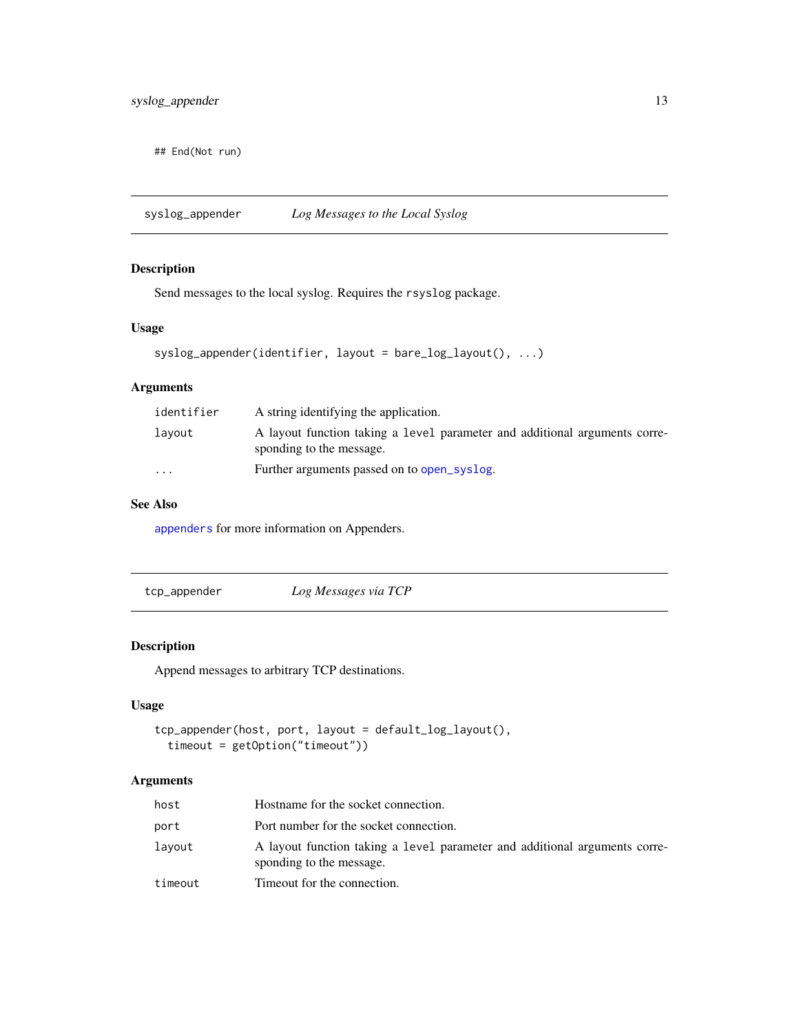```
## End(Not run)
```

## syslog_appender — *Log Messages to the Local Syslog*

### Description

Send messages to the local syslog. Requires the `rsyslog` package.

### Usage

```
syslog_appender(identifier, layout = bare_log_layout(), ...)
```

### Arguments

| | |
|---|---|
| `identifier` | A string identifying the application. |
| `layout` | A layout function taking a `level` parameter and additional arguments corresponding to the message. |
| `...` | Further arguments passed on to `open_syslog`. |

### See Also

`appenders` for more information on Appenders.

## tcp_appender — *Log Messages via TCP*

### Description

Append messages to arbitrary TCP destinations.

### Usage

```
tcp_appender(host, port, layout = default_log_layout(),
  timeout = getOption("timeout"))
```

### Arguments

| | |
|---|---|
| `host` | Hostname for the socket connection. |
| `port` | Port number for the socket connection. |
| `layout` | A layout function taking a `level` parameter and additional arguments corresponding to the message. |
| `timeout` | Timeout for the connection. |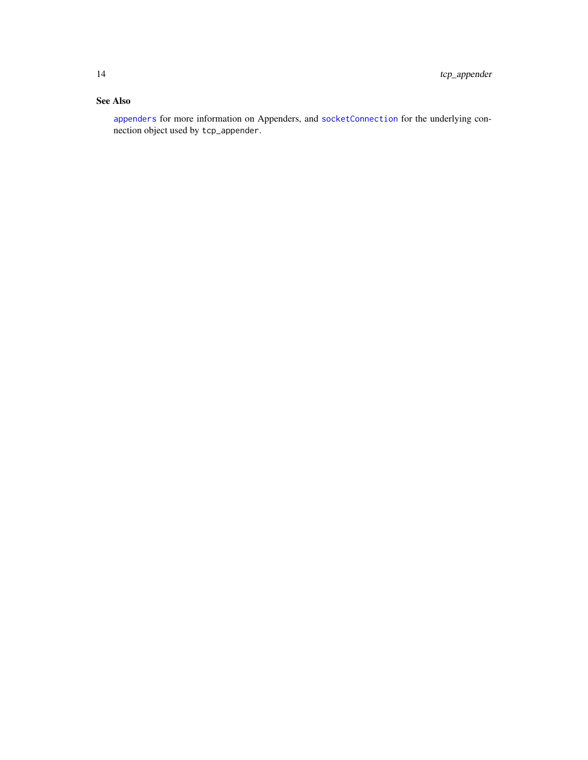### See Also

`appenders` for more information on Appenders, and `socketConnection` for the underlying connection object used by `tcp_appender`.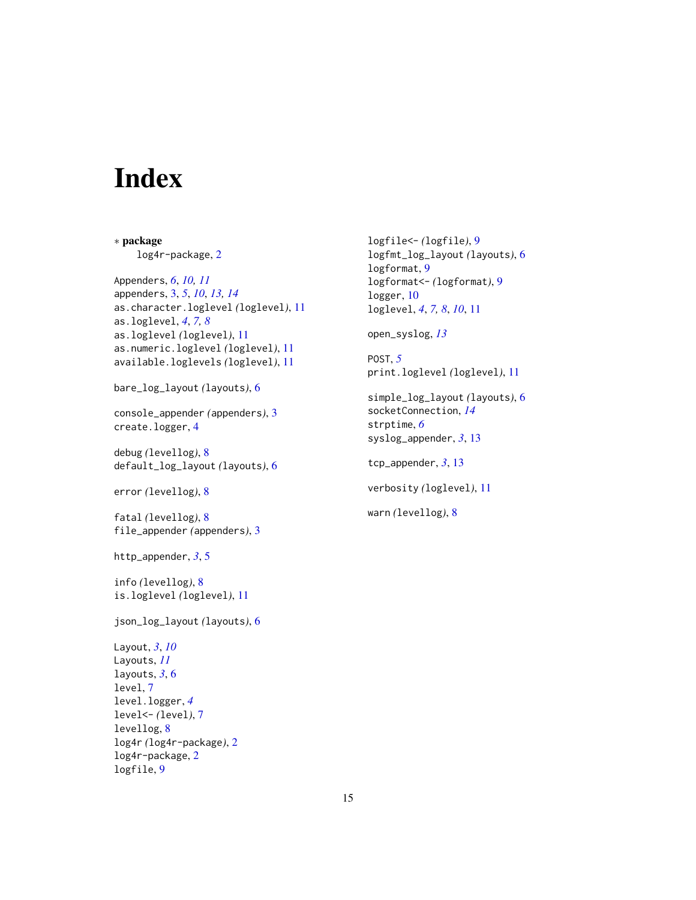# Index

∗ **package**
  log4r-package, 2

Appenders, *6*, *10, 11*
appenders, 3, *5*, *10*, *13, 14*
as.character.loglevel *(*loglevel*)*, 11
as.loglevel, *4*, *7, 8*
as.loglevel *(*loglevel*)*, 11
as.numeric.loglevel *(*loglevel*)*, 11
available.loglevels *(*loglevel*)*, 11

bare_log_layout *(*layouts*)*, 6

console_appender *(*appenders*)*, 3
create.logger, 4

debug *(*levellog*)*, 8
default_log_layout *(*layouts*)*, 6

error *(*levellog*)*, 8

fatal *(*levellog*)*, 8
file_appender *(*appenders*)*, 3

http_appender, *3*, 5

info *(*levellog*)*, 8
is.loglevel *(*loglevel*)*, 11

json_log_layout *(*layouts*)*, 6

Layout, *3*, *10*
Layouts, *11*
layouts, *3*, 6
level, 7
level.logger, *4*
level<- *(*level*)*, 7
levellog, 8
log4r *(*log4r-package*)*, 2
log4r-package, 2
logfile, 9
logfile<- *(*logfile*)*, 9
logfmt_log_layout *(*layouts*)*, 6
logformat, 9
logformat<- *(*logformat*)*, 9
logger, 10
loglevel, *4*, *7, 8*, *10*, 11

open_syslog, *13*

POST, *5*
print.loglevel *(*loglevel*)*, 11

simple_log_layout *(*layouts*)*, 6
socketConnection, *14*
strptime, *6*
syslog_appender, *3*, 13

tcp_appender, *3*, 13

verbosity *(*loglevel*)*, 11

warn *(*levellog*)*, 8